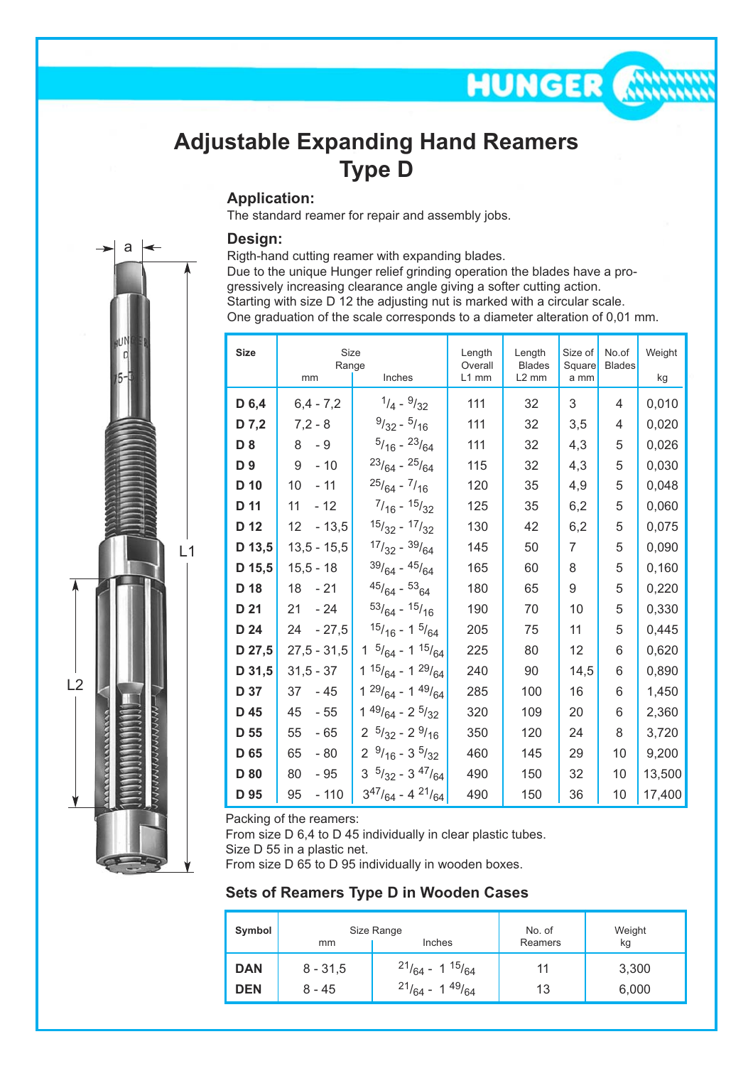# Adjustable Expanding Hand Reamers Type D

## Application:

The standard reamer for repair and assembly jobs.

## Design:

Rigth-hand cutting reamer with expanding blades.
Due to the unique Hunger relief grinding operation the blades have a progressively increasing clearance angle giving a softer cutting action.
Starting with size D 12 the adjusting nut is marked with a circular scale.
One graduation of the scale corresponds to a diameter alteration of 0,01 mm.

| Size | Size Range mm | Size Range Inches | Length Overall L1 mm | Length Blades L2 mm | Size of Square a mm | No.of Blades | Weight kg |
|---|---|---|---|---|---|---|---|
| **D 6,4** | 6,4 - 7,2 | 1/4 - 9/32 | 111 | 32 | 3 | 4 | 0,010 |
| **D 7,2** | 7,2 - 8 | 9/32 - 5/16 | 111 | 32 | 3,5 | 4 | 0,020 |
| **D 8** | 8 - 9 | 5/16 - 23/64 | 111 | 32 | 4,3 | 5 | 0,026 |
| **D 9** | 9 - 10 | 23/64 - 25/64 | 115 | 32 | 4,3 | 5 | 0,030 |
| **D 10** | 10 - 11 | 25/64 - 7/16 | 120 | 35 | 4,9 | 5 | 0,048 |
| **D 11** | 11 - 12 | 7/16 - 15/32 | 125 | 35 | 6,2 | 5 | 0,060 |
| **D 12** | 12 - 13,5 | 15/32 - 17/32 | 130 | 42 | 6,2 | 5 | 0,075 |
| **D 13,5** | 13,5 - 15,5 | 17/32 - 39/64 | 145 | 50 | 7 | 5 | 0,090 |
| **D 15,5** | 15,5 - 18 | 39/64 - 45/64 | 165 | 60 | 8 | 5 | 0,160 |
| **D 18** | 18 - 21 | 45/64 - 53/64 | 180 | 65 | 9 | 5 | 0,220 |
| **D 21** | 21 - 24 | 53/64 - 15/16 | 190 | 70 | 10 | 5 | 0,330 |
| **D 24** | 24 - 27,5 | 15/16 - 1 5/64 | 205 | 75 | 11 | 5 | 0,445 |
| **D 27,5** | 27,5 - 31,5 | 1 5/64 - 1 15/64 | 225 | 80 | 12 | 6 | 0,620 |
| **D 31,5** | 31,5 - 37 | 1 15/64 - 1 29/64 | 240 | 90 | 14,5 | 6 | 0,890 |
| **D 37** | 37 - 45 | 1 29/64 - 1 49/64 | 285 | 100 | 16 | 6 | 1,450 |
| **D 45** | 45 - 55 | 1 49/64 - 2 5/32 | 320 | 109 | 20 | 6 | 2,360 |
| **D 55** | 55 - 65 | 2 5/32 - 2 9/16 | 350 | 120 | 24 | 8 | 3,720 |
| **D 65** | 65 - 80 | 2 9/16 - 3 5/32 | 460 | 145 | 29 | 10 | 9,200 |
| **D 80** | 80 - 95 | 3 5/32 - 3 47/64 | 490 | 150 | 32 | 10 | 13,500 |
| **D 95** | 95 - 110 | 3 47/64 - 4 21/64 | 490 | 150 | 36 | 10 | 17,400 |

Packing of the reamers:
From size D 6,4 to D 45 individually in clear plastic tubes.
Size D 55 in a plastic net.
From size D 65 to D 95 individually in wooden boxes.

## Sets of Reamers Type D in Wooden Cases

| Symbol | Size Range mm | Size Range Inches | No. of Reamers | Weight kg |
|---|---|---|---|---|
| **DAN** | 8 - 31,5 | 21/64 - 1 15/64 | 11 | 3,300 |
| **DEN** | 8 - 45 | 21/64 - 1 49/64 | 13 | 6,000 |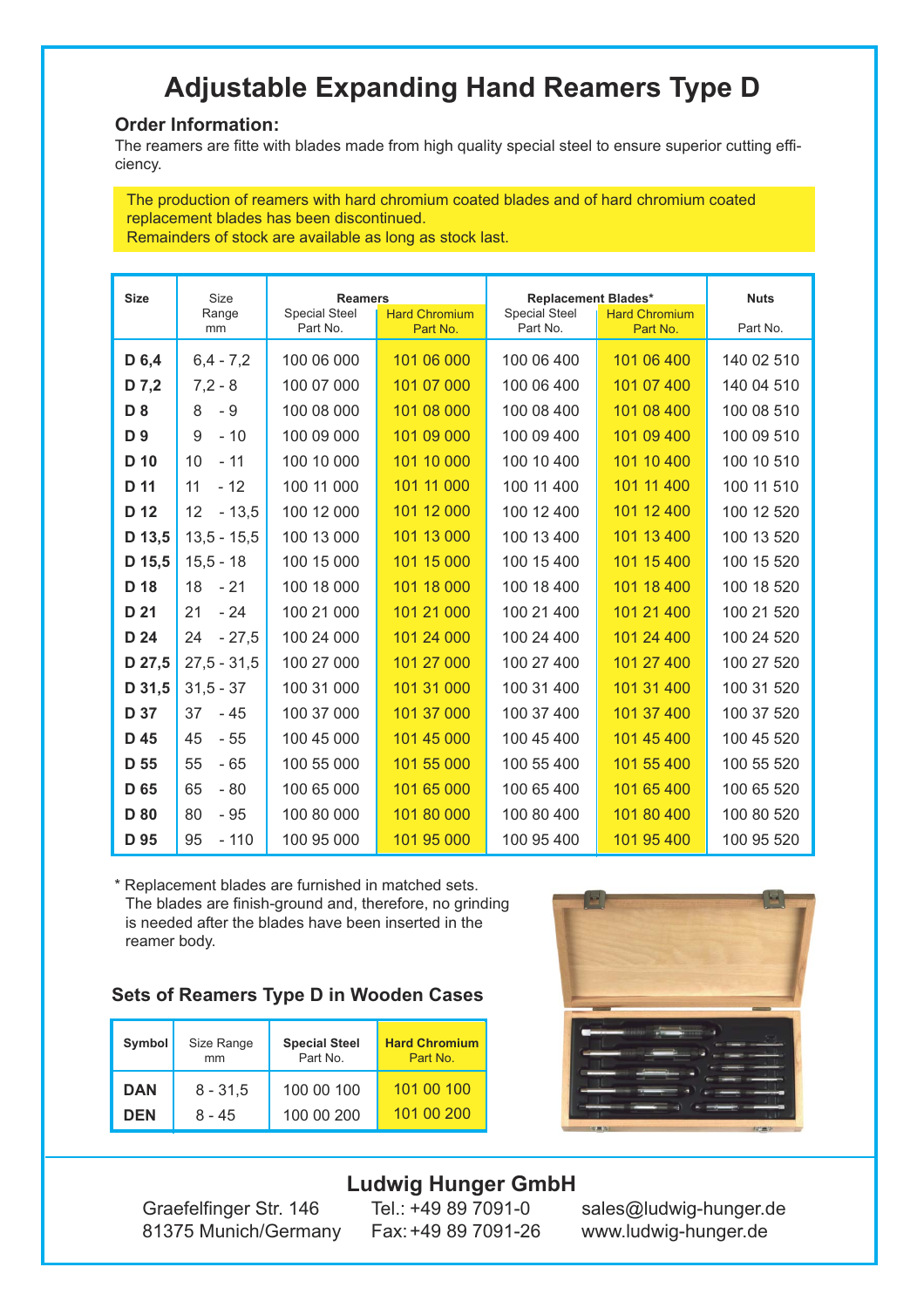# Adjustable Expanding Hand Reamers Type D

## Order Information:

The reamers are fitte with blades made from high quality special steel to ensure superior cutting efficiency.

The production of reamers with hard chromium coated blades and of hard chromium coated replacement blades has been discontinued.
Remainders of stock are available as long as stock last.

| Size | Size Range mm | Reamers Special Steel Part No. | Reamers Hard Chromium Part No. | Replacement Blades* Special Steel Part No. | Replacement Blades* Hard Chromium Part No. | Nuts Part No. |
|---|---|---|---|---|---|---|
| **D 6,4** | 6,4 - 7,2 | 100 06 000 | 101 06 000 | 100 06 400 | 101 06 400 | 140 02 510 |
| **D 7,2** | 7,2 - 8 | 100 07 000 | 101 07 000 | 100 06 400 | 101 07 400 | 140 04 510 |
| **D 8** | 8 - 9 | 100 08 000 | 101 08 000 | 100 08 400 | 101 08 400 | 100 08 510 |
| **D 9** | 9 - 10 | 100 09 000 | 101 09 000 | 100 09 400 | 101 09 400 | 100 09 510 |
| **D 10** | 10 - 11 | 100 10 000 | 101 10 000 | 100 10 400 | 101 10 400 | 100 10 510 |
| **D 11** | 11 - 12 | 100 11 000 | 101 11 000 | 100 11 400 | 101 11 400 | 100 11 510 |
| **D 12** | 12 - 13,5 | 100 12 000 | 101 12 000 | 100 12 400 | 101 12 400 | 100 12 520 |
| **D 13,5** | 13,5 - 15,5 | 100 13 000 | 101 13 000 | 100 13 400 | 101 13 400 | 100 13 520 |
| **D 15,5** | 15,5 - 18 | 100 15 000 | 101 15 000 | 100 15 400 | 101 15 400 | 100 15 520 |
| **D 18** | 18 - 21 | 100 18 000 | 101 18 000 | 100 18 400 | 101 18 400 | 100 18 520 |
| **D 21** | 21 - 24 | 100 21 000 | 101 21 000 | 100 21 400 | 101 21 400 | 100 21 520 |
| **D 24** | 24 - 27,5 | 100 24 000 | 101 24 000 | 100 24 400 | 101 24 400 | 100 24 520 |
| **D 27,5** | 27,5 - 31,5 | 100 27 000 | 101 27 000 | 100 27 400 | 101 27 400 | 100 27 520 |
| **D 31,5** | 31,5 - 37 | 100 31 000 | 101 31 000 | 100 31 400 | 101 31 400 | 100 31 520 |
| **D 37** | 37 - 45 | 100 37 000 | 101 37 000 | 100 37 400 | 101 37 400 | 100 37 520 |
| **D 45** | 45 - 55 | 100 45 000 | 101 45 000 | 100 45 400 | 101 45 400 | 100 45 520 |
| **D 55** | 55 - 65 | 100 55 000 | 101 55 000 | 100 55 400 | 101 55 400 | 100 55 520 |
| **D 65** | 65 - 80 | 100 65 000 | 101 65 000 | 100 65 400 | 101 65 400 | 100 65 520 |
| **D 80** | 80 - 95 | 100 80 000 | 101 80 000 | 100 80 400 | 101 80 400 | 100 80 520 |
| **D 95** | 95 - 110 | 100 95 000 | 101 95 000 | 100 95 400 | 101 95 400 | 100 95 520 |

* Replacement blades are furnished in matched sets. The blades are finish-ground and, therefore, no grinding is needed after the blades have been inserted in the reamer body.

### Sets of Reamers Type D in Wooden Cases

| Symbol | Size Range mm | Special Steel Part No. | Hard Chromium Part No. |
|---|---|---|---|
| **DAN** | 8 - 31,5 | 100 00 100 | 101 00 100 |
| **DEN** | 8 - 45 | 100 00 200 | 101 00 200 |

**Ludwig Hunger GmbH**

Graefelfinger Str. 146
81375 Munich/Germany

Tel.: +49 89 7091-0
Fax: +49 89 7091-26

sales@ludwig-hunger.de
www.ludwig-hunger.de